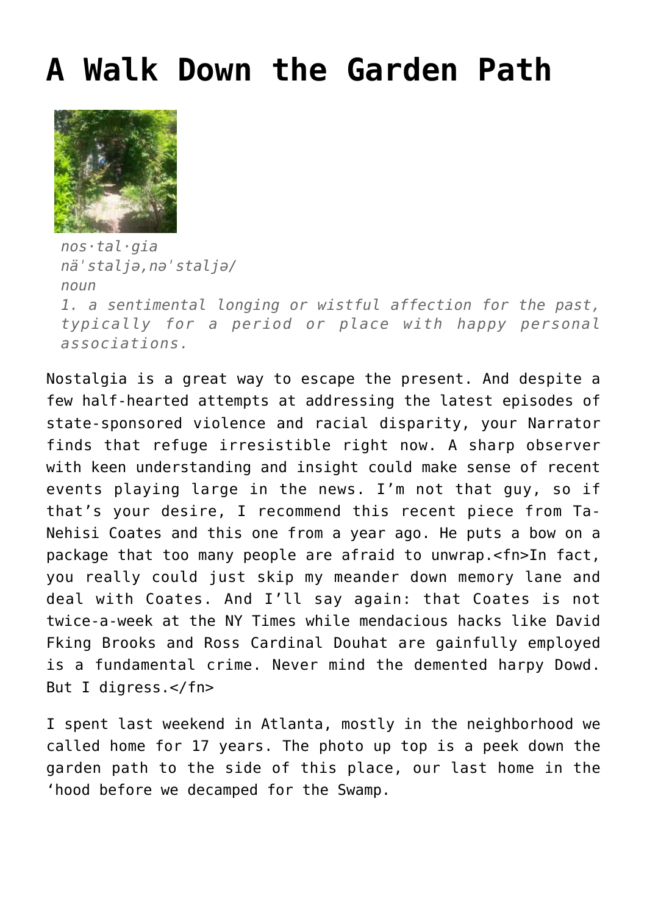# A Walk Down the Garden Path

> *nos·tal·gia*
> *näˈstaljə,nəˈstaljə/*
> *noun*
> *1. a sentimental longing or wistful affection for the past, typically for a period or place with happy personal associations.*

Nostalgia is a great way to escape the present. And despite a few half-hearted attempts at addressing the latest episodes of state-sponsored violence and racial disparity, your Narrator finds that refuge irresistible right now. A sharp observer with keen understanding and insight could make sense of recent events playing large in the news. I'm not that guy, so if that's your desire, I recommend this recent piece from Ta-Nehisi Coates and this one from a year ago. He puts a bow on a package that too many people are afraid to unwrap.<fn>In fact, you really could just skip my meander down memory lane and deal with Coates. And I'll say again: that Coates is not twice-a-week at the NY Times while mendacious hacks like David Fking Brooks and Ross Cardinal Douhat are gainfully employed is a fundamental crime. Never mind the demented harpy Dowd. But I digress.</fn>

I spent last weekend in Atlanta, mostly in the neighborhood we called home for 17 years. The photo up top is a peek down the garden path to the side of this place, our last home in the 'hood before we decamped for the Swamp.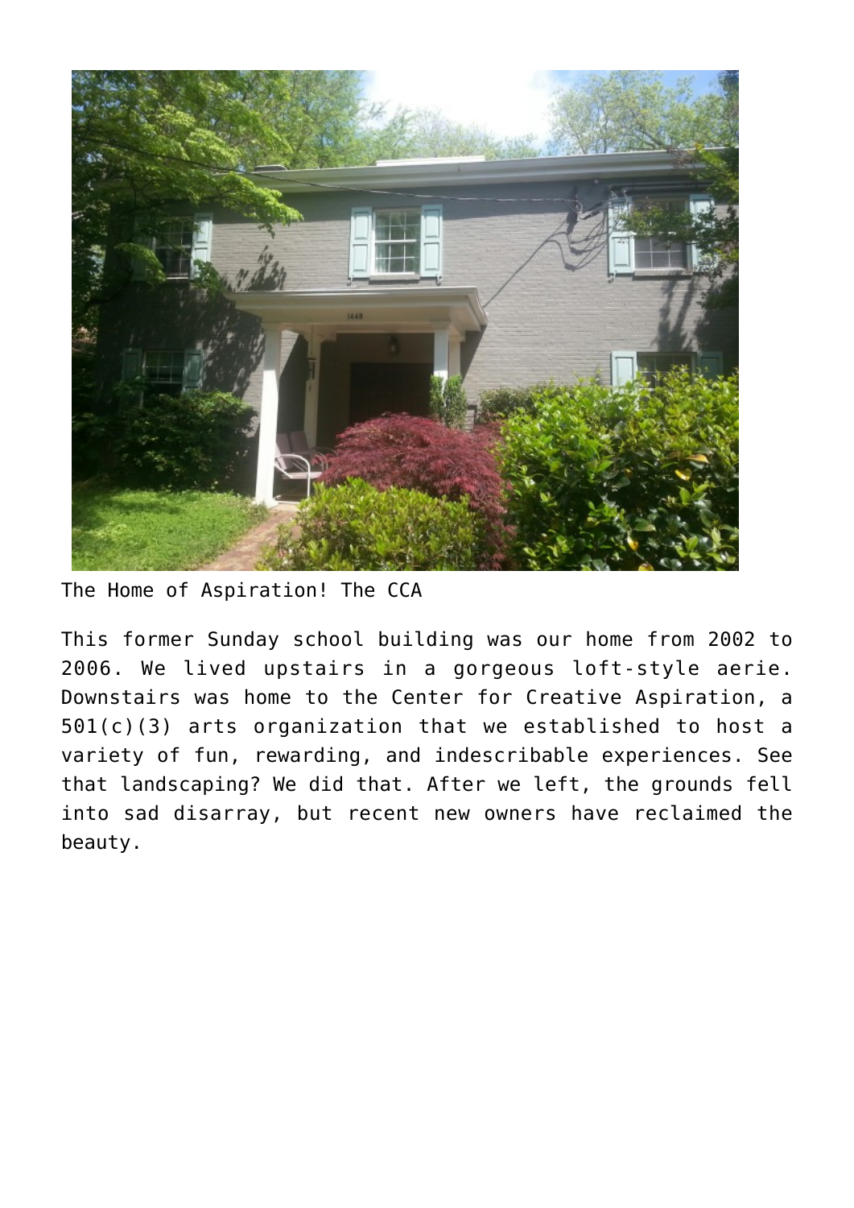The Home of Aspiration! The CCA

This former Sunday school building was our home from 2002 to 2006. We lived upstairs in a gorgeous loft-style aerie. Downstairs was home to the Center for Creative Aspiration, a 501(c)(3) arts organization that we established to host a variety of fun, rewarding, and indescribable experiences. See that landscaping? We did that. After we left, the grounds fell into sad disarray, but recent new owners have reclaimed the beauty.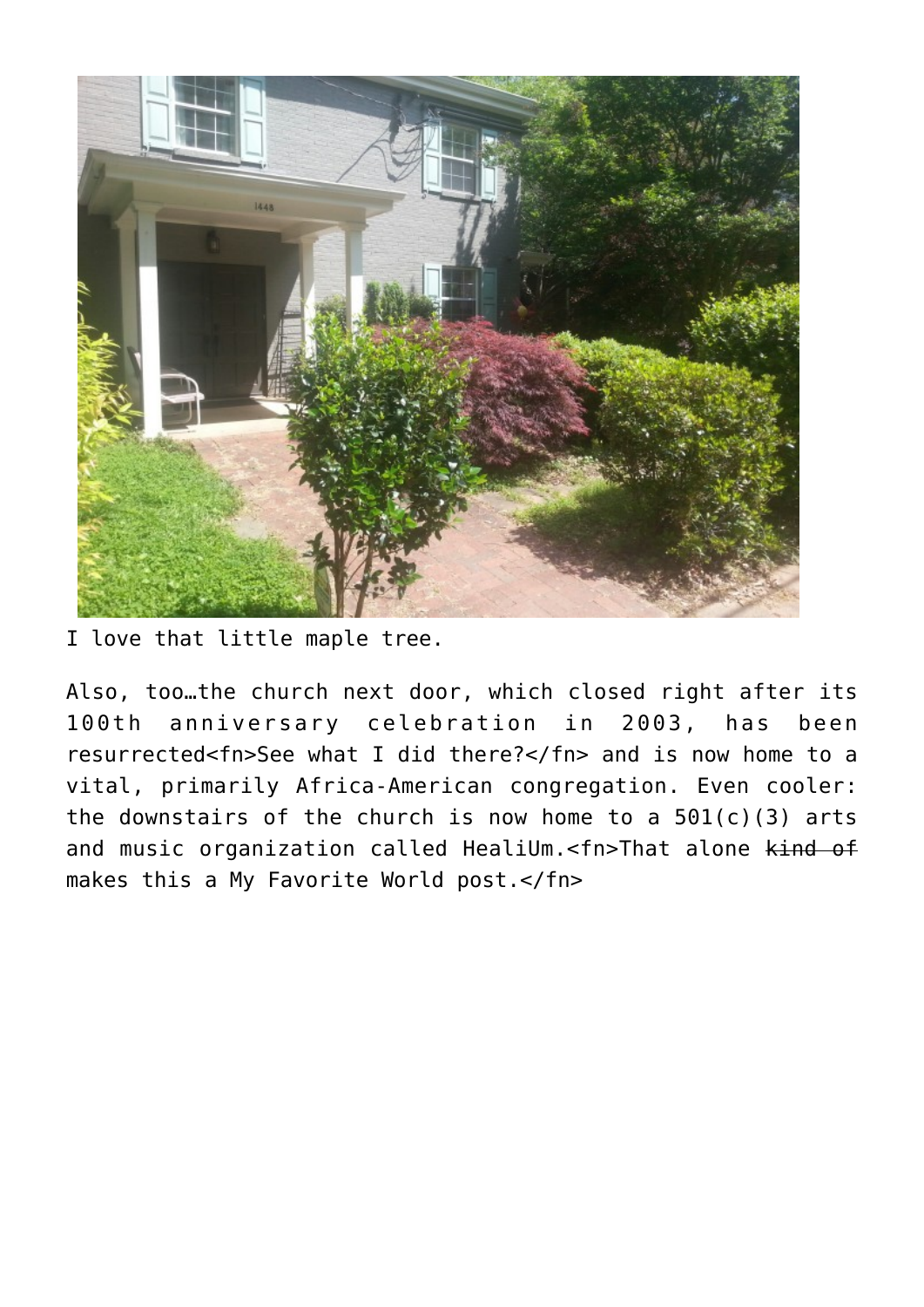I love that little maple tree.

Also, too…the church next door, which closed right after its 100th anniversary celebration in 2003, has been resurrected<fn>See what I did there?</fn> and is now home to a vital, primarily Africa-American congregation. Even cooler: the downstairs of the church is now home to a 501(c)(3) arts and music organization called HealiUm.<fn>That alone ~~kind of~~ makes this a My Favorite World post.</fn>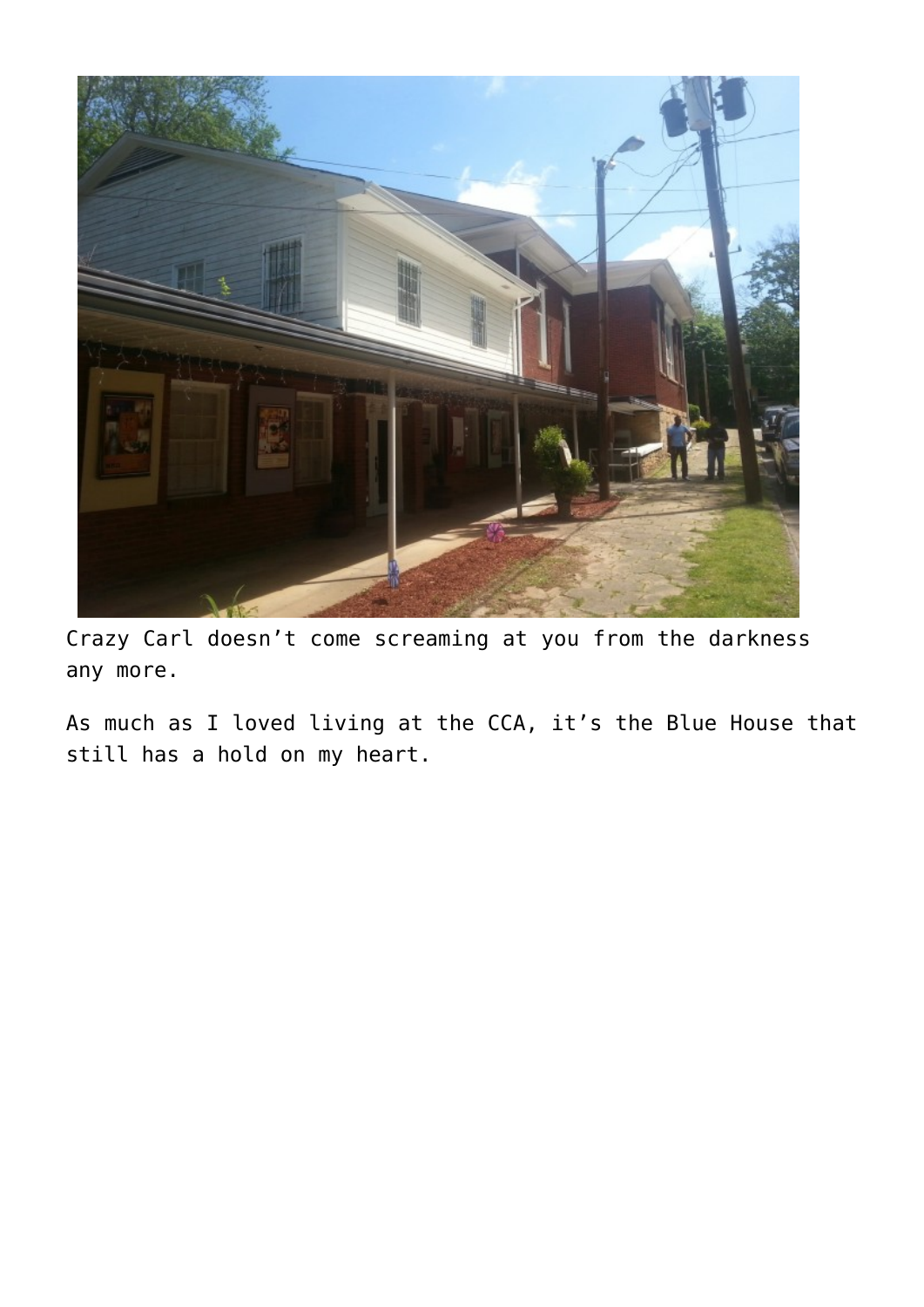Crazy Carl doesn't come screaming at you from the darkness any more.

As much as I loved living at the CCA, it's the Blue House that still has a hold on my heart.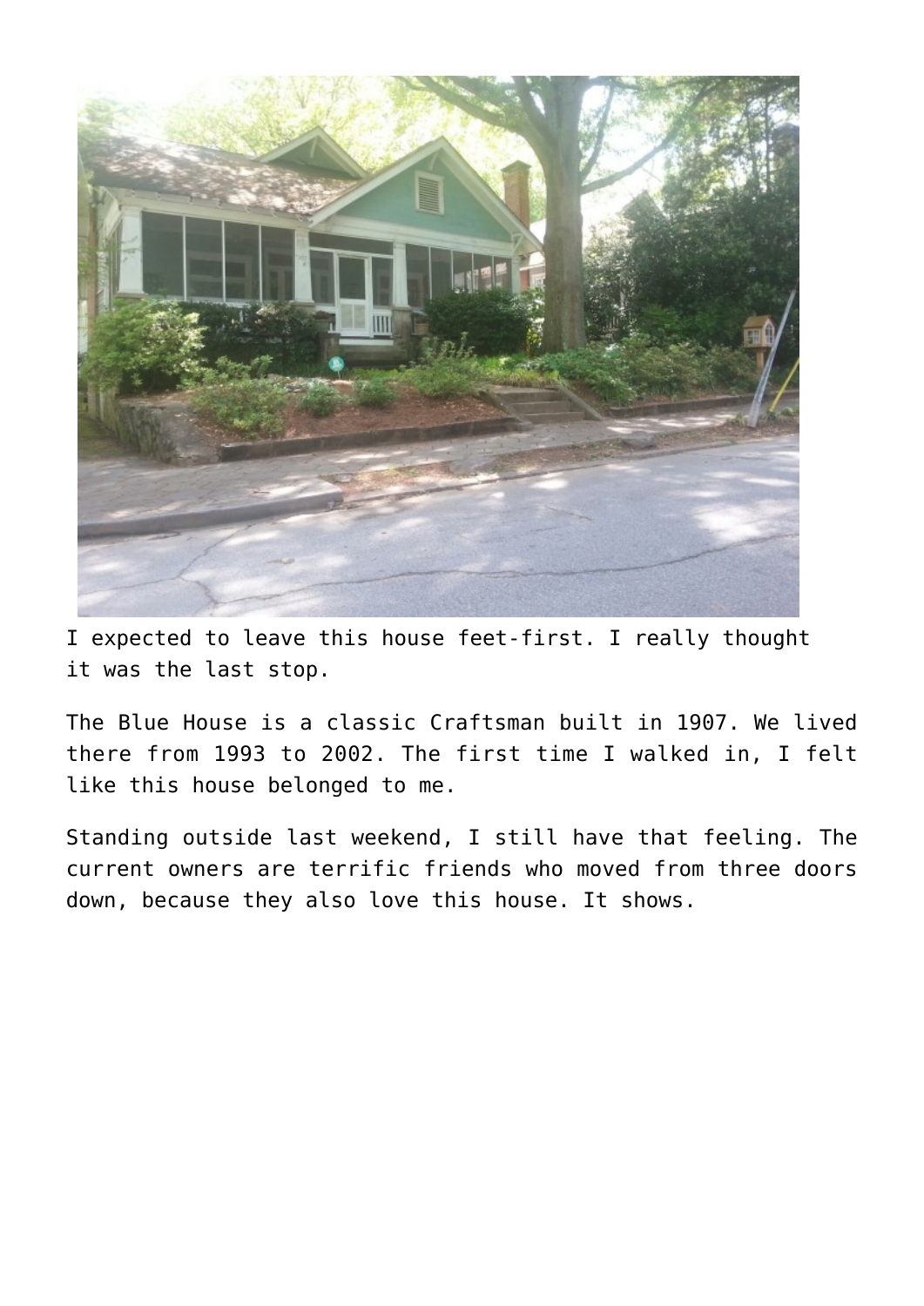I expected to leave this house feet-first. I really thought it was the last stop.

The Blue House is a classic Craftsman built in 1907. We lived there from 1993 to 2002. The first time I walked in, I felt like this house belonged to me.

Standing outside last weekend, I still have that feeling. The current owners are terrific friends who moved from three doors down, because they also love this house. It shows.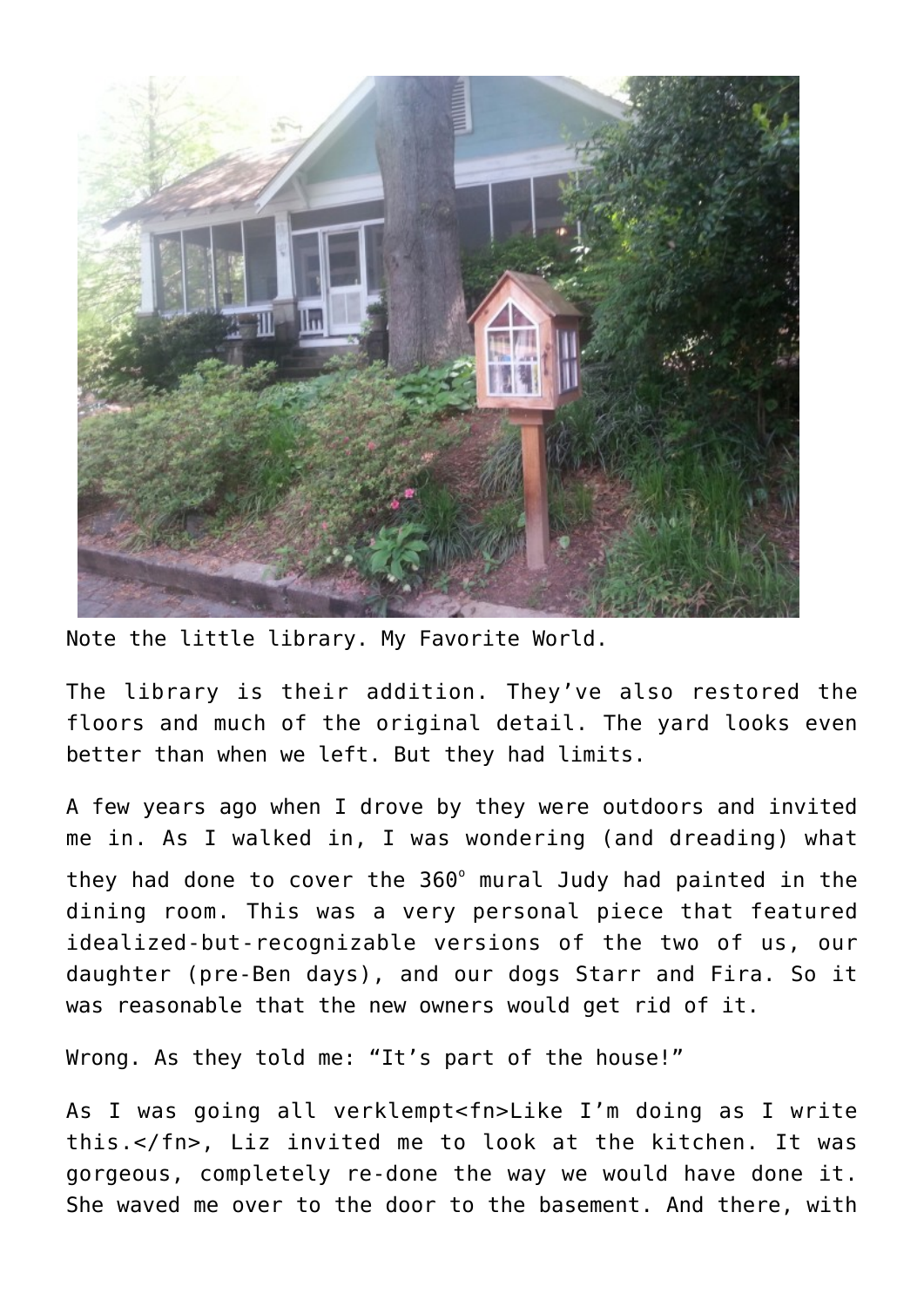Note the little library. My Favorite World.

The library is their addition. They've also restored the floors and much of the original detail. The yard looks even better than when we left. But they had limits.

A few years ago when I drove by they were outdoors and invited me in. As I walked in, I was wondering (and dreading) what they had done to cover the 360° mural Judy had painted in the dining room. This was a very personal piece that featured idealized-but-recognizable versions of the two of us, our daughter (pre-Ben days), and our dogs Starr and Fira. So it was reasonable that the new owners would get rid of it.

Wrong. As they told me: "It's part of the house!"

As I was going all verklempt<fn>Like I'm doing as I write this.</fn>, Liz invited me to look at the kitchen. It was gorgeous, completely re-done the way we would have done it. She waved me over to the door to the basement. And there, with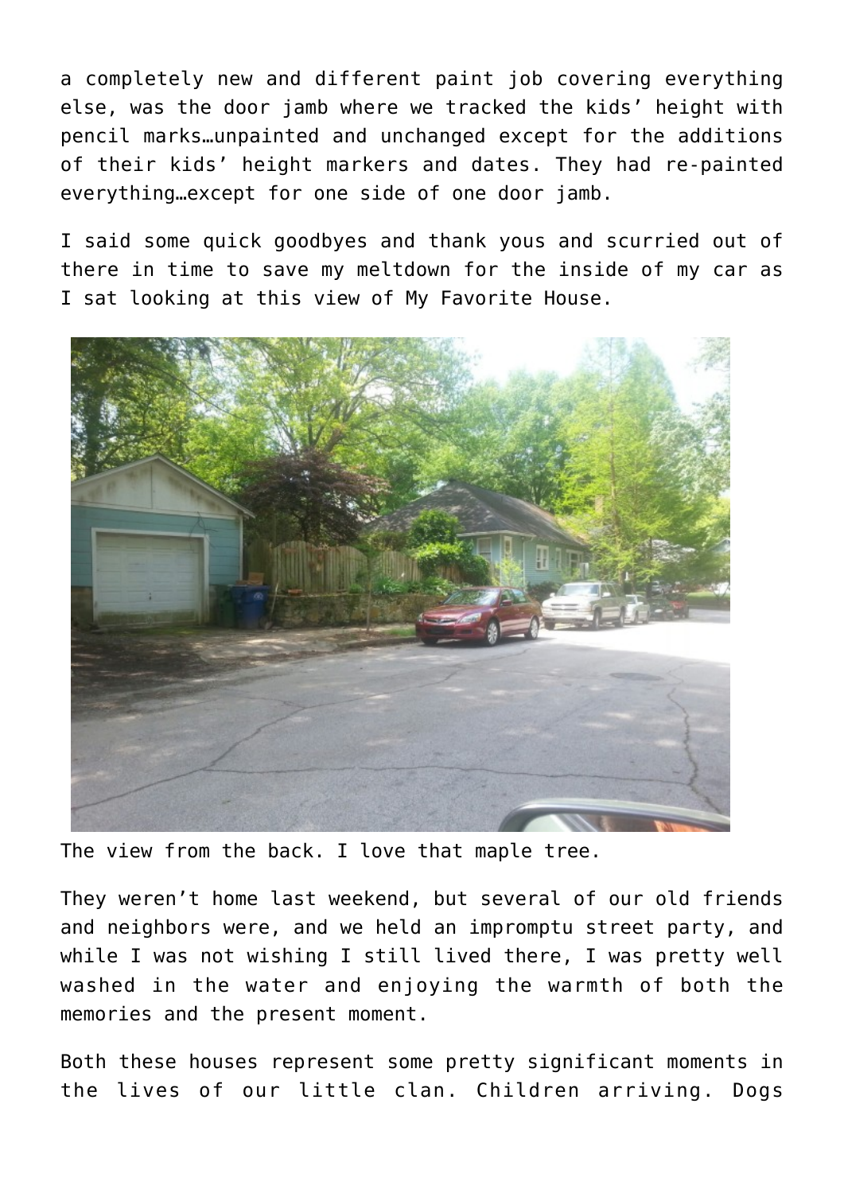a completely new and different paint job covering everything else, was the door jamb where we tracked the kids' height with pencil marks…unpainted and unchanged except for the additions of their kids' height markers and dates. They had re-painted everything…except for one side of one door jamb.

I said some quick goodbyes and thank yous and scurried out of there in time to save my meltdown for the inside of my car as I sat looking at this view of My Favorite House.

The view from the back. I love that maple tree.

They weren't home last weekend, but several of our old friends and neighbors were, and we held an impromptu street party, and while I was not wishing I still lived there, I was pretty well washed in the water and enjoying the warmth of both the memories and the present moment.

Both these houses represent some pretty significant moments in the lives of our little clan. Children arriving. Dogs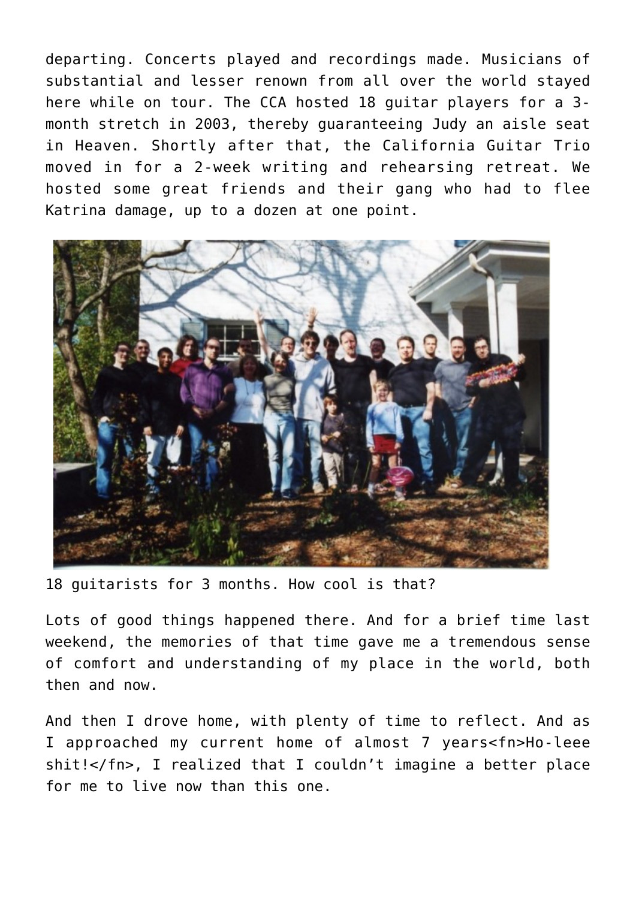departing. Concerts played and recordings made. Musicians of substantial and lesser renown from all over the world stayed here while on tour. The CCA hosted 18 guitar players for a 3-month stretch in 2003, thereby guaranteeing Judy an aisle seat in Heaven. Shortly after that, the California Guitar Trio moved in for a 2-week writing and rehearsing retreat. We hosted some great friends and their gang who had to flee Katrina damage, up to a dozen at one point.

18 guitarists for 3 months. How cool is that?

Lots of good things happened there. And for a brief time last weekend, the memories of that time gave me a tremendous sense of comfort and understanding of my place in the world, both then and now.

And then I drove home, with plenty of time to reflect. And as I approached my current home of almost 7 years<fn>Ho-leee shit!</fn>, I realized that I couldn't imagine a better place for me to live now than this one.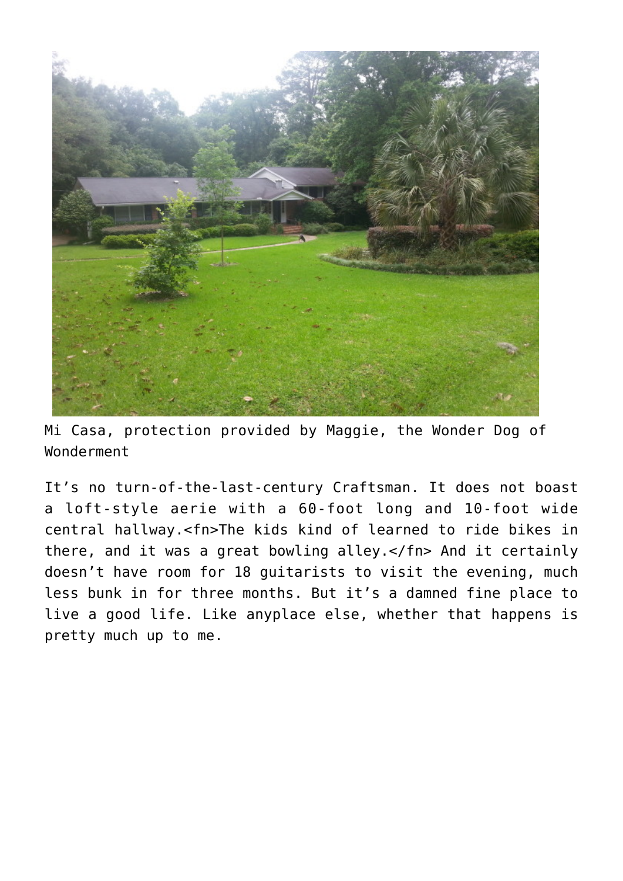Mi Casa, protection provided by Maggie, the Wonder Dog of Wonderment

It’s no turn-of-the-last-century Craftsman. It does not boast a loft-style aerie with a 60-foot long and 10-foot wide central hallway.<fn>The kids kind of learned to ride bikes in there, and it was a great bowling alley.</fn> And it certainly doesn’t have room for 18 guitarists to visit the evening, much less bunk in for three months. But it’s a damned fine place to live a good life. Like anyplace else, whether that happens is pretty much up to me.